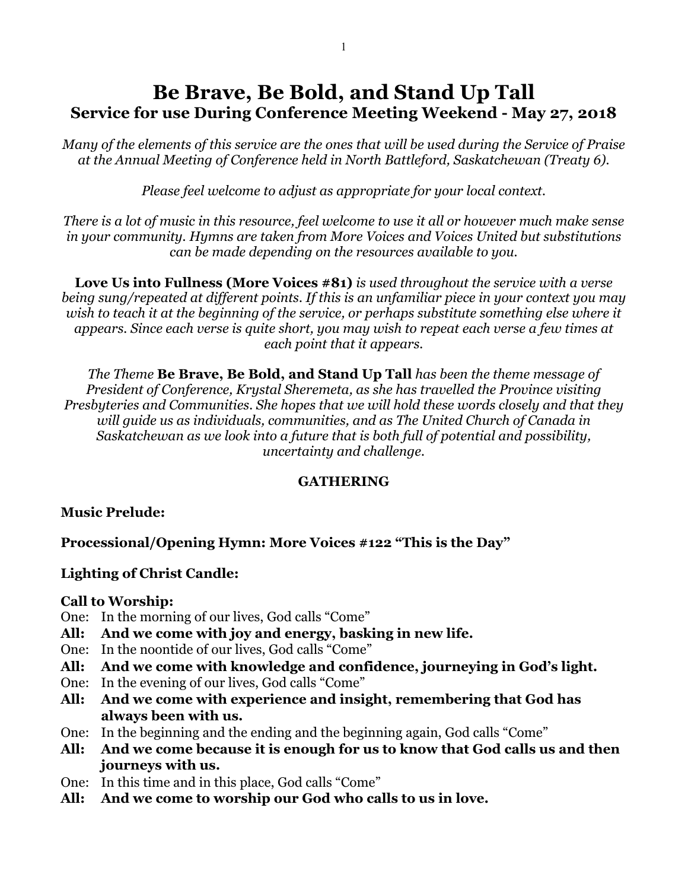# Be Brave, Be Bold, and Stand Up Tall

## Service for use During Conference Meeting Weekend - May 27, 2018

*Many of the elements of this service are the ones that will be used during the Service of Praise at the Annual Meeting of Conference held in North Battleford, Saskatchewan (Treaty 6).*

*Please feel welcome to adjust as appropriate for your local context.*

*There is a lot of music in this resource, feel welcome to use it all or however much make sense in your community. Hymns are taken from More Voices and Voices United but substitutions can be made depending on the resources available to you.*

**Love Us into Fullness (More Voices #81)** *is used throughout the service with a verse being sung/repeated at different points. If this is an unfamiliar piece in your context you may wish to teach it at the beginning of the service, or perhaps substitute something else where it appears. Since each verse is quite short, you may wish to repeat each verse a few times at each point that it appears.*

*The Theme* **Be Brave, Be Bold, and Stand Up Tall** *has been the theme message of President of Conference, Krystal Sheremeta, as she has travelled the Province visiting Presbyteries and Communities. She hopes that we will hold these words closely and that they will guide us as individuals, communities, and as The United Church of Canada in Saskatchewan as we look into a future that is both full of potential and possibility, uncertainty and challenge.*

**GATHERING**

**Music Prelude:**

**Processional/Opening Hymn: More Voices #122 "This is the Day"**

**Lighting of Christ Candle:**

**Call to Worship:**

One: In the morning of our lives, God calls "Come"
**All: And we come with joy and energy, basking in new life.**
One: In the noontide of our lives, God calls "Come"
**All: And we come with knowledge and confidence, journeying in God's light.**
One: In the evening of our lives, God calls "Come"
**All: And we come with experience and insight, remembering that God has always been with us.**
One: In the beginning and the ending and the beginning again, God calls "Come"
**All: And we come because it is enough for us to know that God calls us and then journeys with us.**
One: In this time and in this place, God calls "Come"
**All: And we come to worship our God who calls to us in love.**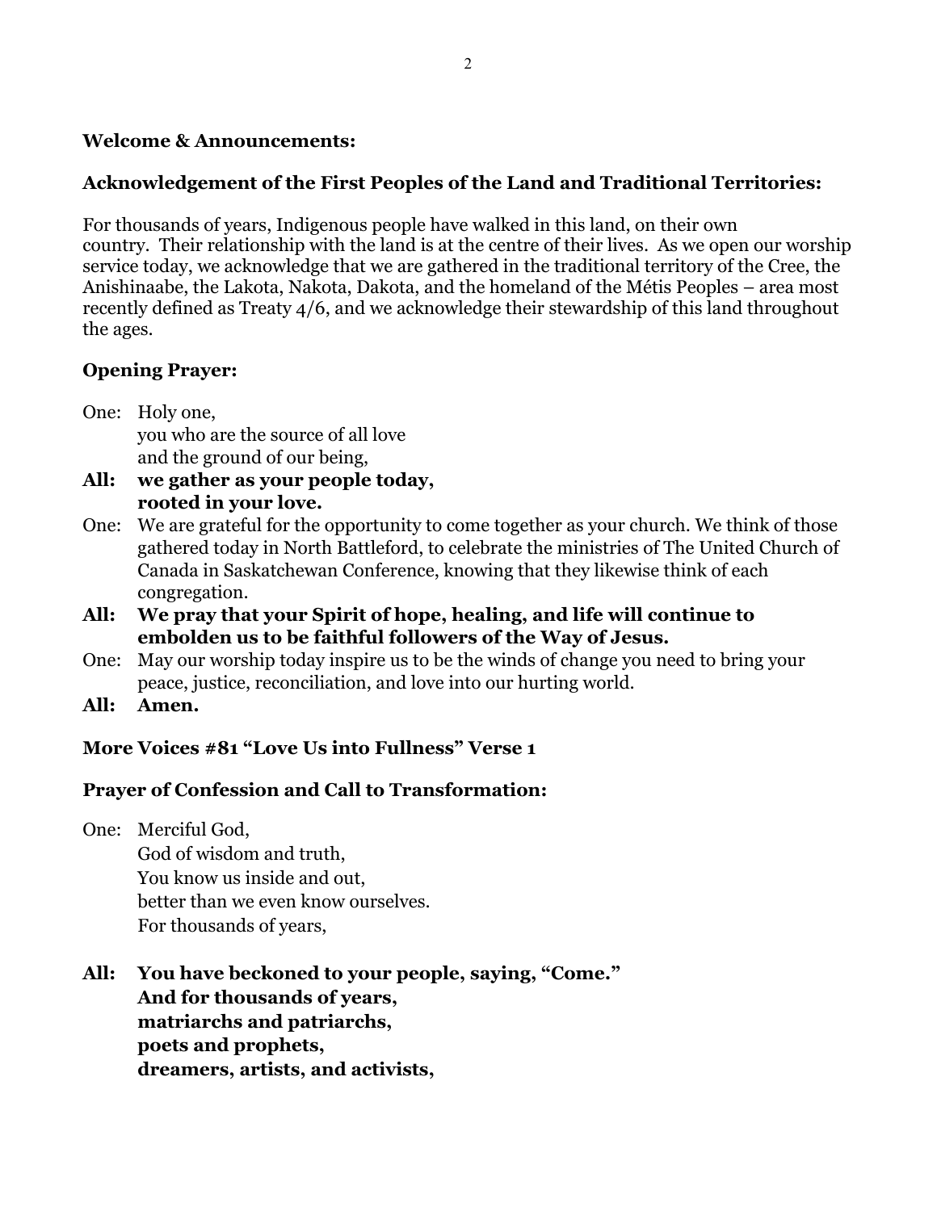**Welcome & Announcements:**

**Acknowledgement of the First Peoples of the Land and Traditional Territories:**

For thousands of years, Indigenous people have walked in this land, on their own country. Their relationship with the land is at the centre of their lives. As we open our worship service today, we acknowledge that we are gathered in the traditional territory of the Cree, the Anishinaabe, the Lakota, Nakota, Dakota, and the homeland of the Métis Peoples – area most recently defined as Treaty 4/6, and we acknowledge their stewardship of this land throughout the ages.

**Opening Prayer:**

One: Holy one,
you who are the source of all love
and the ground of our being,

**All: we gather as your people today,
rooted in your love.**

One: We are grateful for the opportunity to come together as your church. We think of those gathered today in North Battleford, to celebrate the ministries of The United Church of Canada in Saskatchewan Conference, knowing that they likewise think of each congregation.

**All: We pray that your Spirit of hope, healing, and life will continue to embolden us to be faithful followers of the Way of Jesus.**

One: May our worship today inspire us to be the winds of change you need to bring your peace, justice, reconciliation, and love into our hurting world.

**All: Amen.**

**More Voices #81 "Love Us into Fullness" Verse 1**

**Prayer of Confession and Call to Transformation:**

One: Merciful God,
God of wisdom and truth,
You know us inside and out,
better than we even know ourselves.
For thousands of years,

**All: You have beckoned to your people, saying, "Come."
And for thousands of years,
matriarchs and patriarchs,
poets and prophets,
dreamers, artists, and activists,**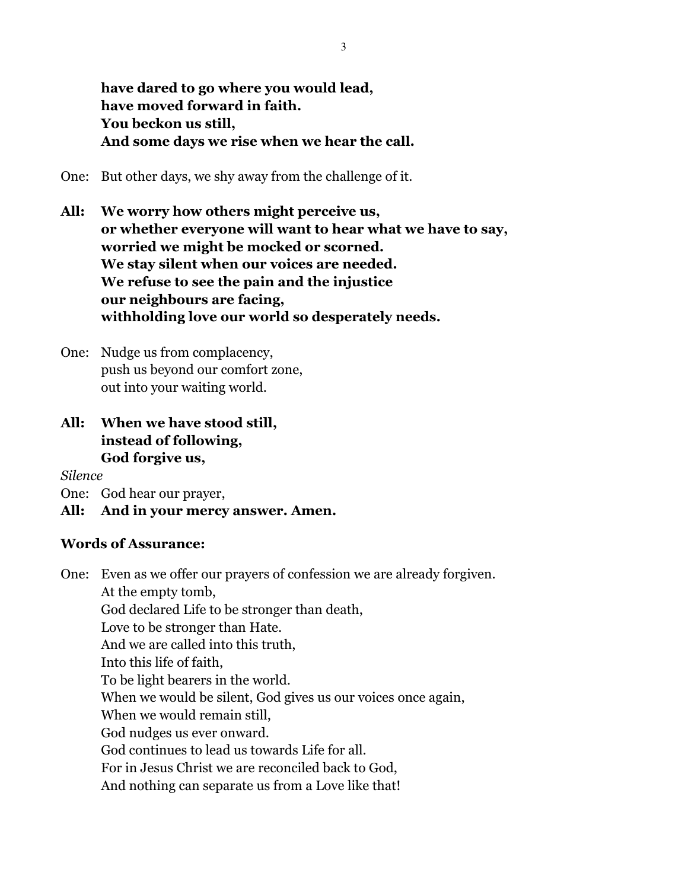**have dared to go where you would lead,**
**have moved forward in faith.**
**You beckon us still,**
**And some days we rise when we hear the call.**

One: But other days, we shy away from the challenge of it.

**All: We worry how others might perceive us,**
**or whether everyone will want to hear what we have to say,**
**worried we might be mocked or scorned.**
**We stay silent when our voices are needed.**
**We refuse to see the pain and the injustice**
**our neighbours are facing,**
**withholding love our world so desperately needs.**

One: Nudge us from complacency,
push us beyond our comfort zone,
out into your waiting world.

**All: When we have stood still,**
**instead of following,**
**God forgive us,**

*Silence*

One: God hear our prayer,

**All: And in your mercy answer. Amen.**

**Words of Assurance:**

One: Even as we offer our prayers of confession we are already forgiven.
At the empty tomb,
God declared Life to be stronger than death,
Love to be stronger than Hate.
And we are called into this truth,
Into this life of faith,
To be light bearers in the world.
When we would be silent, God gives us our voices once again,
When we would remain still,
God nudges us ever onward.
God continues to lead us towards Life for all.
For in Jesus Christ we are reconciled back to God,
And nothing can separate us from a Love like that!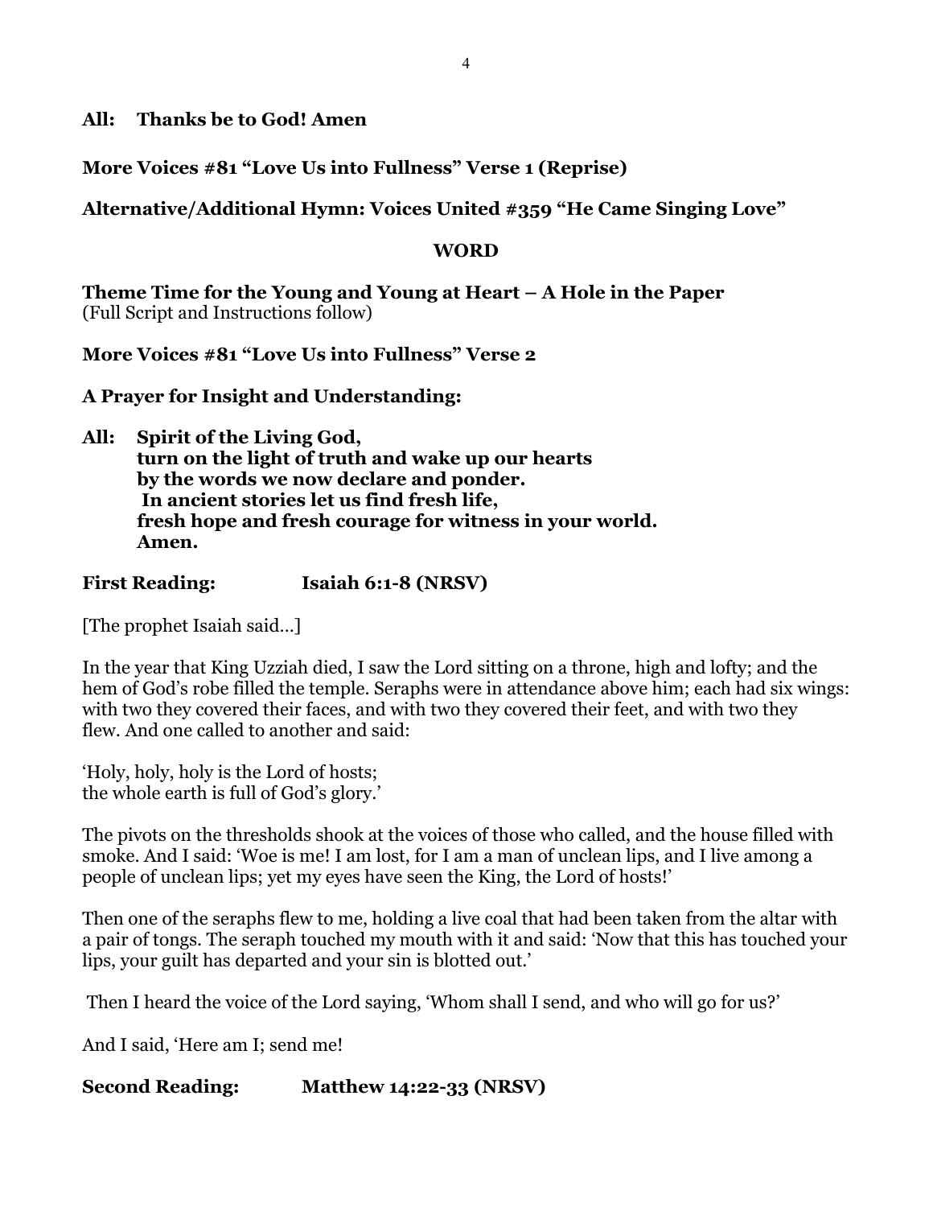**All: Thanks be to God! Amen**

**More Voices #81 "Love Us into Fullness" Verse 1 (Reprise)**

**Alternative/Additional Hymn: Voices United #359 "He Came Singing Love"**

## WORD

**Theme Time for the Young and Young at Heart – A Hole in the Paper**
(Full Script and Instructions follow)

**More Voices #81 "Love Us into Fullness" Verse 2**

**A Prayer for Insight and Understanding:**

**All: Spirit of the Living God,**
**turn on the light of truth and wake up our hearts**
**by the words we now declare and ponder.**
**In ancient stories let us find fresh life,**
**fresh hope and fresh courage for witness in your world.**
**Amen.**

**First Reading: Isaiah 6:1-8 (NRSV)**

[The prophet Isaiah said…]

In the year that King Uzziah died, I saw the Lord sitting on a throne, high and lofty; and the hem of God's robe filled the temple. Seraphs were in attendance above him; each had six wings: with two they covered their faces, and with two they covered their feet, and with two they flew. And one called to another and said:

'Holy, holy, holy is the Lord of hosts;
the whole earth is full of God's glory.'

The pivots on the thresholds shook at the voices of those who called, and the house filled with smoke. And I said: 'Woe is me! I am lost, for I am a man of unclean lips, and I live among a people of unclean lips; yet my eyes have seen the King, the Lord of hosts!'

Then one of the seraphs flew to me, holding a live coal that had been taken from the altar with a pair of tongs. The seraph touched my mouth with it and said: 'Now that this has touched your lips, your guilt has departed and your sin is blotted out.'

Then I heard the voice of the Lord saying, 'Whom shall I send, and who will go for us?'

And I said, 'Here am I; send me!

**Second Reading: Matthew 14:22-33 (NRSV)**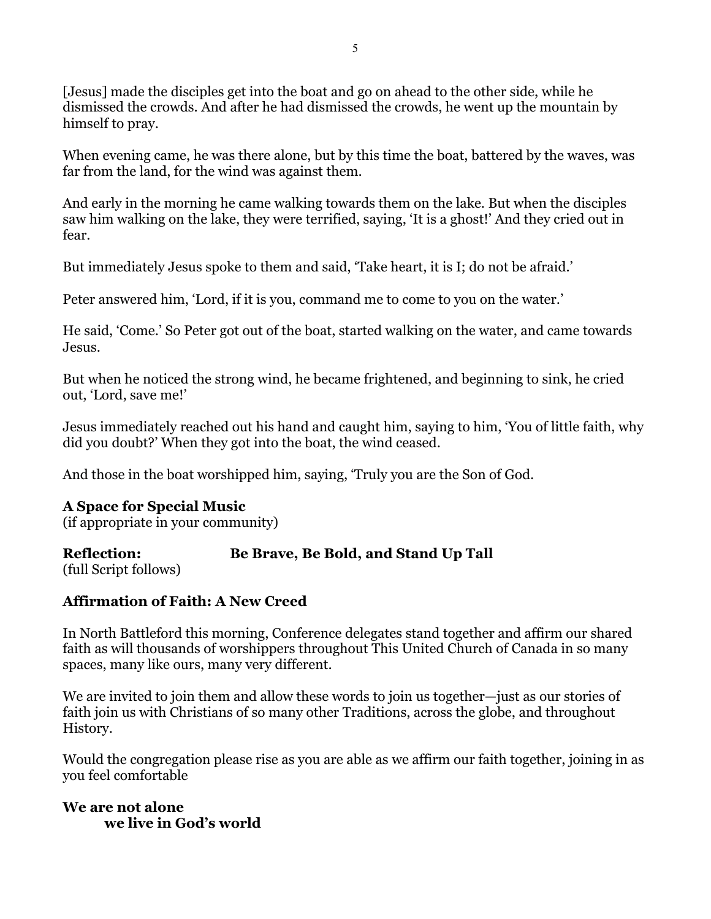[Jesus] made the disciples get into the boat and go on ahead to the other side, while he dismissed the crowds. And after he had dismissed the crowds, he went up the mountain by himself to pray.

When evening came, he was there alone, but by this time the boat, battered by the waves, was far from the land, for the wind was against them.

And early in the morning he came walking towards them on the lake. But when the disciples saw him walking on the lake, they were terrified, saying, 'It is a ghost!' And they cried out in fear.

But immediately Jesus spoke to them and said, 'Take heart, it is I; do not be afraid.'

Peter answered him, 'Lord, if it is you, command me to come to you on the water.'

He said, 'Come.' So Peter got out of the boat, started walking on the water, and came towards Jesus.

But when he noticed the strong wind, he became frightened, and beginning to sink, he cried out, 'Lord, save me!'

Jesus immediately reached out his hand and caught him, saying to him, 'You of little faith, why did you doubt?' When they got into the boat, the wind ceased.

And those in the boat worshipped him, saying, 'Truly you are the Son of God.

**A Space for Special Music**
(if appropriate in your community)

**Reflection:** **Be Brave, Be Bold, and Stand Up Tall**
(full Script follows)

**Affirmation of Faith: A New Creed**

In North Battleford this morning, Conference delegates stand together and affirm our shared faith as will thousands of worshippers throughout This United Church of Canada in so many spaces, many like ours, many very different.

We are invited to join them and allow these words to join us together—just as our stories of faith join us with Christians of so many other Traditions, across the globe, and throughout History.

Would the congregation please rise as you are able as we affirm our faith together, joining in as you feel comfortable

**We are not alone**
**we live in God's world**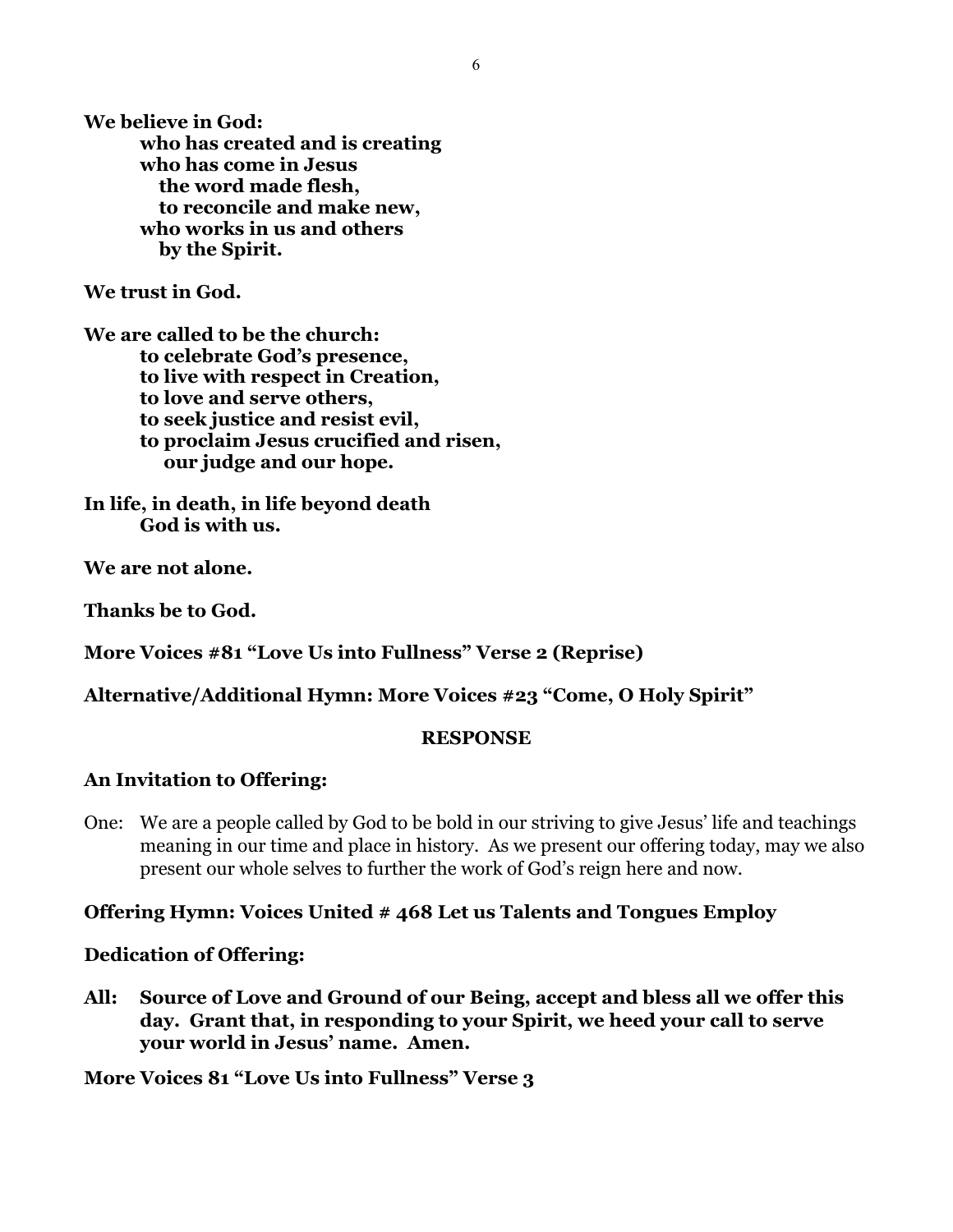**We believe in God:**
**who has created and is creating**
**who has come in Jesus**
**the word made flesh,**
**to reconcile and make new,**
**who works in us and others**
**by the Spirit.**

**We trust in God.**

**We are called to be the church:**
**to celebrate God's presence,**
**to live with respect in Creation,**
**to love and serve others,**
**to seek justice and resist evil,**
**to proclaim Jesus crucified and risen,**
**our judge and our hope.**

**In life, in death, in life beyond death**
**God is with us.**

**We are not alone.**

**Thanks be to God.**

**More Voices #81 "Love Us into Fullness" Verse 2 (Reprise)**

**Alternative/Additional Hymn: More Voices #23 "Come, O Holy Spirit"**

## RESPONSE

**An Invitation to Offering:**

One: We are a people called by God to be bold in our striving to give Jesus' life and teachings meaning in our time and place in history. As we present our offering today, may we also present our whole selves to further the work of God's reign here and now.

**Offering Hymn: Voices United # 468 Let us Talents and Tongues Employ**

**Dedication of Offering:**

**All: Source of Love and Ground of our Being, accept and bless all we offer this day. Grant that, in responding to your Spirit, we heed your call to serve your world in Jesus' name. Amen.**

**More Voices 81 "Love Us into Fullness" Verse 3**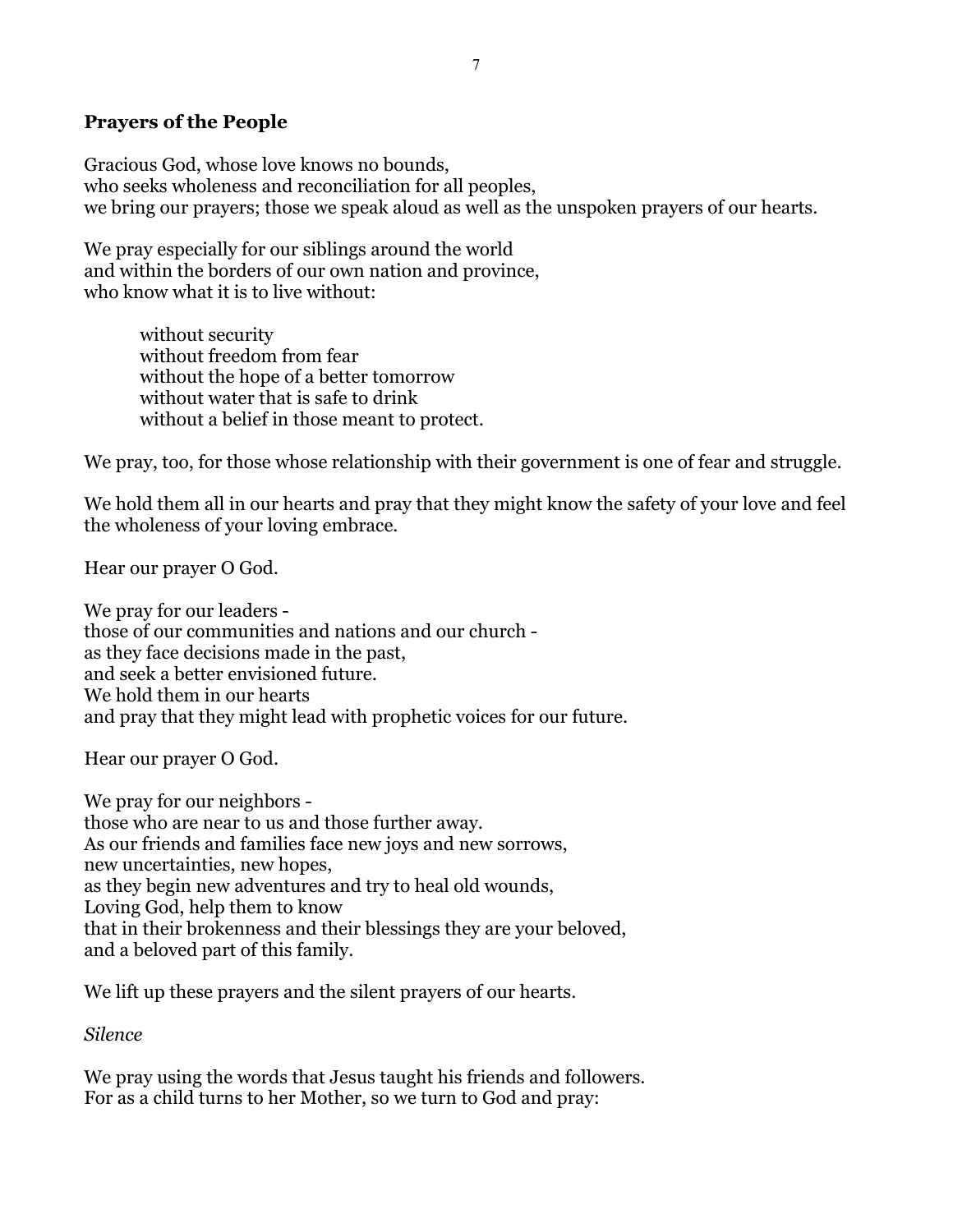**Prayers of the People**

Gracious God, whose love knows no bounds,
who seeks wholeness and reconciliation for all peoples,
we bring our prayers; those we speak aloud as well as the unspoken prayers of our hearts.

We pray especially for our siblings around the world
and within the borders of our own nation and province,
who know what it is to live without:

> without security
> without freedom from fear
> without the hope of a better tomorrow
> without water that is safe to drink
> without a belief in those meant to protect.

We pray, too, for those whose relationship with their government is one of fear and struggle.

We hold them all in our hearts and pray that they might know the safety of your love and feel the wholeness of your loving embrace.

Hear our prayer O God.

We pray for our leaders -
those of our communities and nations and our church -
as they face decisions made in the past,
and seek a better envisioned future.
We hold them in our hearts
and pray that they might lead with prophetic voices for our future.

Hear our prayer O God.

We pray for our neighbors -
those who are near to us and those further away.
As our friends and families face new joys and new sorrows,
new uncertainties, new hopes,
as they begin new adventures and try to heal old wounds,
Loving God, help them to know
that in their brokenness and their blessings they are your beloved,
and a beloved part of this family.

We lift up these prayers and the silent prayers of our hearts.

*Silence*

We pray using the words that Jesus taught his friends and followers.
For as a child turns to her Mother, so we turn to God and pray: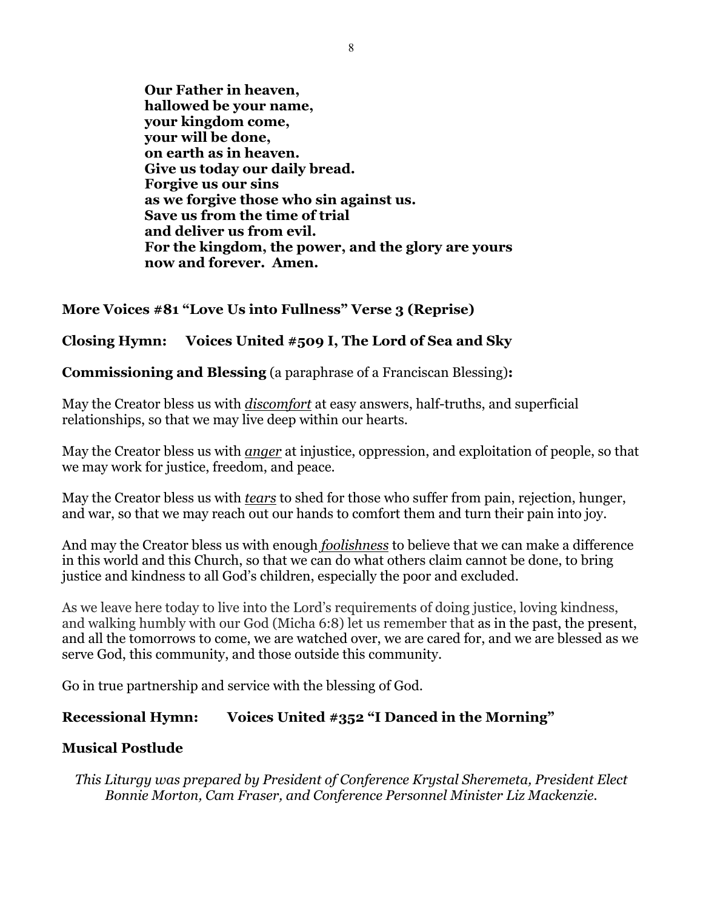**Our Father in heaven,**
**hallowed be your name,**
**your kingdom come,**
**your will be done,**
**on earth as in heaven.**
**Give us today our daily bread.**
**Forgive us our sins**
**as we forgive those who sin against us.**
**Save us from the time of trial**
**and deliver us from evil.**
**For the kingdom, the power, and the glory are yours**
**now and forever. Amen.**

**More Voices #81 "Love Us into Fullness" Verse 3 (Reprise)**

**Closing Hymn: Voices United #509 I, The Lord of Sea and Sky**

**Commissioning and Blessing** (a paraphrase of a Franciscan Blessing)**:**

May the Creator bless us with ***discomfort*** at easy answers, half-truths, and superficial relationships, so that we may live deep within our hearts.

May the Creator bless us with ***anger*** at injustice, oppression, and exploitation of people, so that we may work for justice, freedom, and peace.

May the Creator bless us with ***tears*** to shed for those who suffer from pain, rejection, hunger, and war, so that we may reach out our hands to comfort them and turn their pain into joy.

And may the Creator bless us with enough ***foolishness*** to believe that we can make a difference in this world and this Church, so that we can do what others claim cannot be done, to bring justice and kindness to all God's children, especially the poor and excluded.

As we leave here today to live into the Lord's requirements of doing justice, loving kindness, and walking humbly with our God (Micha 6:8) let us remember that as in the past, the present, and all the tomorrows to come, we are watched over, we are cared for, and we are blessed as we serve God, this community, and those outside this community.

Go in true partnership and service with the blessing of God.

**Recessional Hymn: Voices United #352 "I Danced in the Morning"**

**Musical Postlude**

*This Liturgy was prepared by President of Conference Krystal Sheremeta, President Elect Bonnie Morton, Cam Fraser, and Conference Personnel Minister Liz Mackenzie.*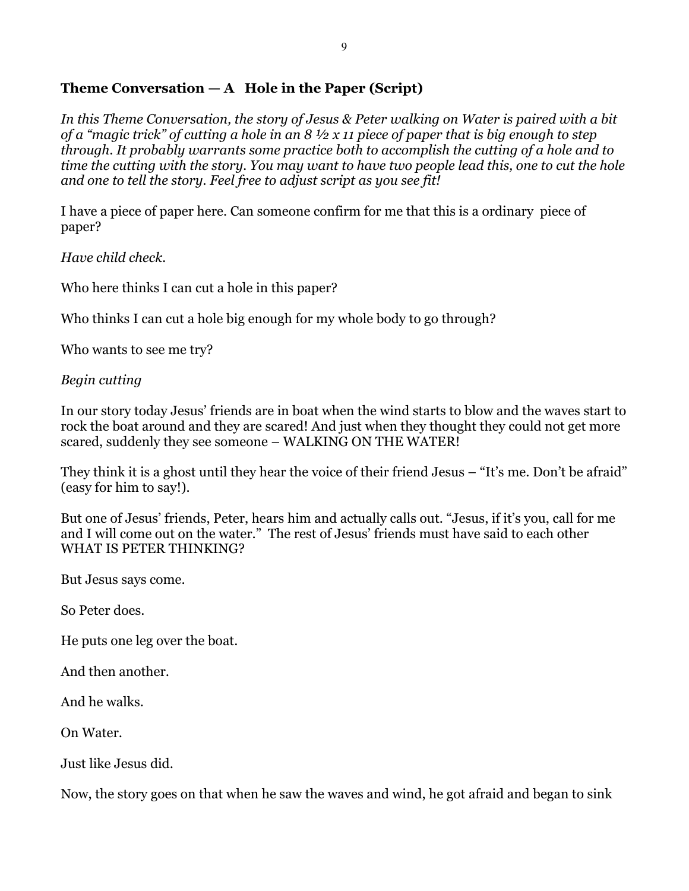**Theme Conversation — A Hole in the Paper (Script)**

*In this Theme Conversation, the story of Jesus & Peter walking on Water is paired with a bit of a "magic trick" of cutting a hole in an 8 ½ x 11 piece of paper that is big enough to step through. It probably warrants some practice both to accomplish the cutting of a hole and to time the cutting with the story. You may want to have two people lead this, one to cut the hole and one to tell the story. Feel free to adjust script as you see fit!*

I have a piece of paper here. Can someone confirm for me that this is a ordinary piece of paper?

*Have child check.*

Who here thinks I can cut a hole in this paper?

Who thinks I can cut a hole big enough for my whole body to go through?

Who wants to see me try?

*Begin cutting*

In our story today Jesus' friends are in boat when the wind starts to blow and the waves start to rock the boat around and they are scared! And just when they thought they could not get more scared, suddenly they see someone – WALKING ON THE WATER!

They think it is a ghost until they hear the voice of their friend Jesus – "It's me. Don't be afraid" (easy for him to say!).

But one of Jesus' friends, Peter, hears him and actually calls out. "Jesus, if it's you, call for me and I will come out on the water." The rest of Jesus' friends must have said to each other WHAT IS PETER THINKING?

But Jesus says come.

So Peter does.

He puts one leg over the boat.

And then another.

And he walks.

On Water.

Just like Jesus did.

Now, the story goes on that when he saw the waves and wind, he got afraid and began to sink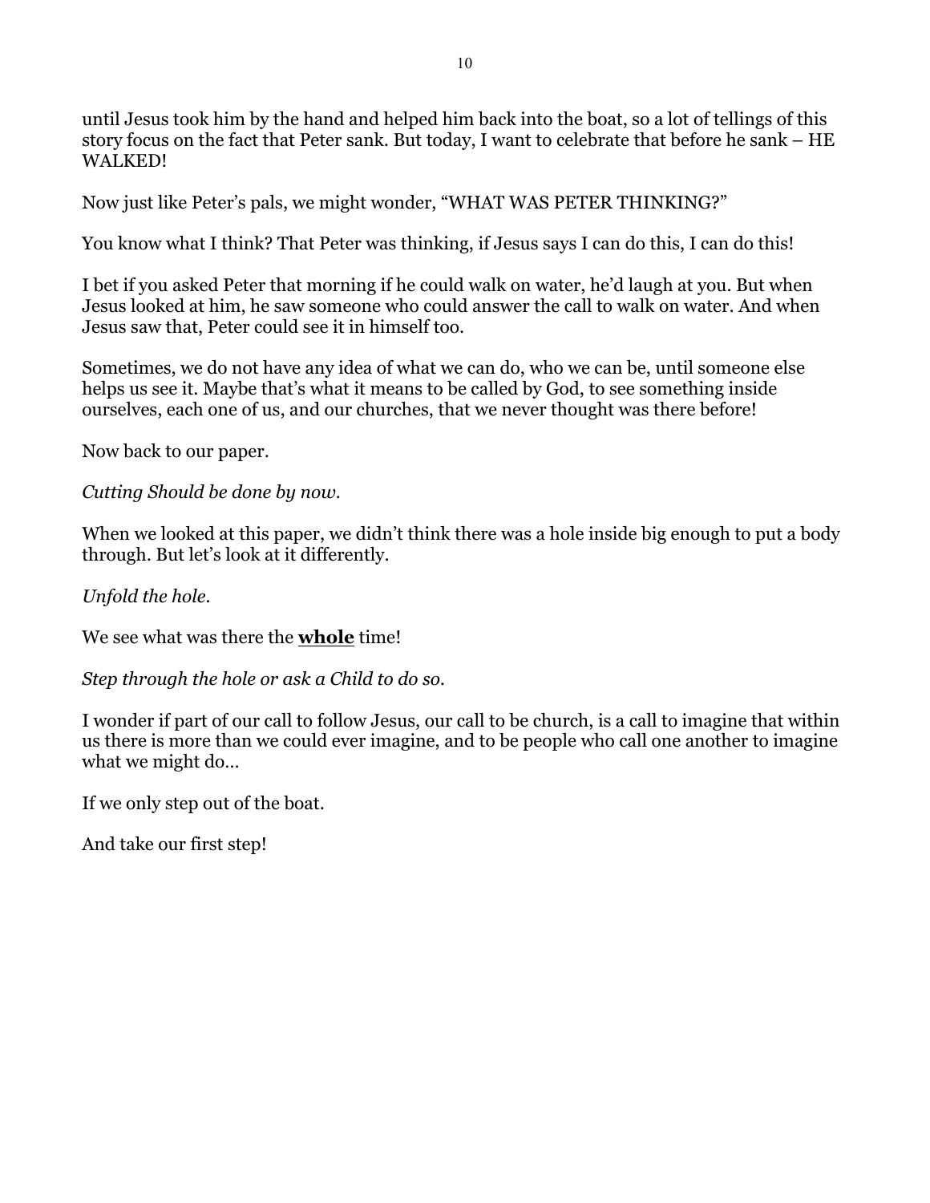until Jesus took him by the hand and helped him back into the boat, so a lot of tellings of this story focus on the fact that Peter sank. But today, I want to celebrate that before he sank – HE WALKED!

Now just like Peter's pals, we might wonder, "WHAT WAS PETER THINKING?"

You know what I think? That Peter was thinking, if Jesus says I can do this, I can do this!

I bet if you asked Peter that morning if he could walk on water, he'd laugh at you. But when Jesus looked at him, he saw someone who could answer the call to walk on water. And when Jesus saw that, Peter could see it in himself too.

Sometimes, we do not have any idea of what we can do, who we can be, until someone else helps us see it. Maybe that's what it means to be called by God, to see something inside ourselves, each one of us, and our churches, that we never thought was there before!

Now back to our paper.

*Cutting Should be done by now.*

When we looked at this paper, we didn't think there was a hole inside big enough to put a body through. But let's look at it differently.

*Unfold the hole.*

We see what was there the **whole** time!

*Step through the hole or ask a Child to do so.*

I wonder if part of our call to follow Jesus, our call to be church, is a call to imagine that within us there is more than we could ever imagine, and to be people who call one another to imagine what we might do…

If we only step out of the boat.

And take our first step!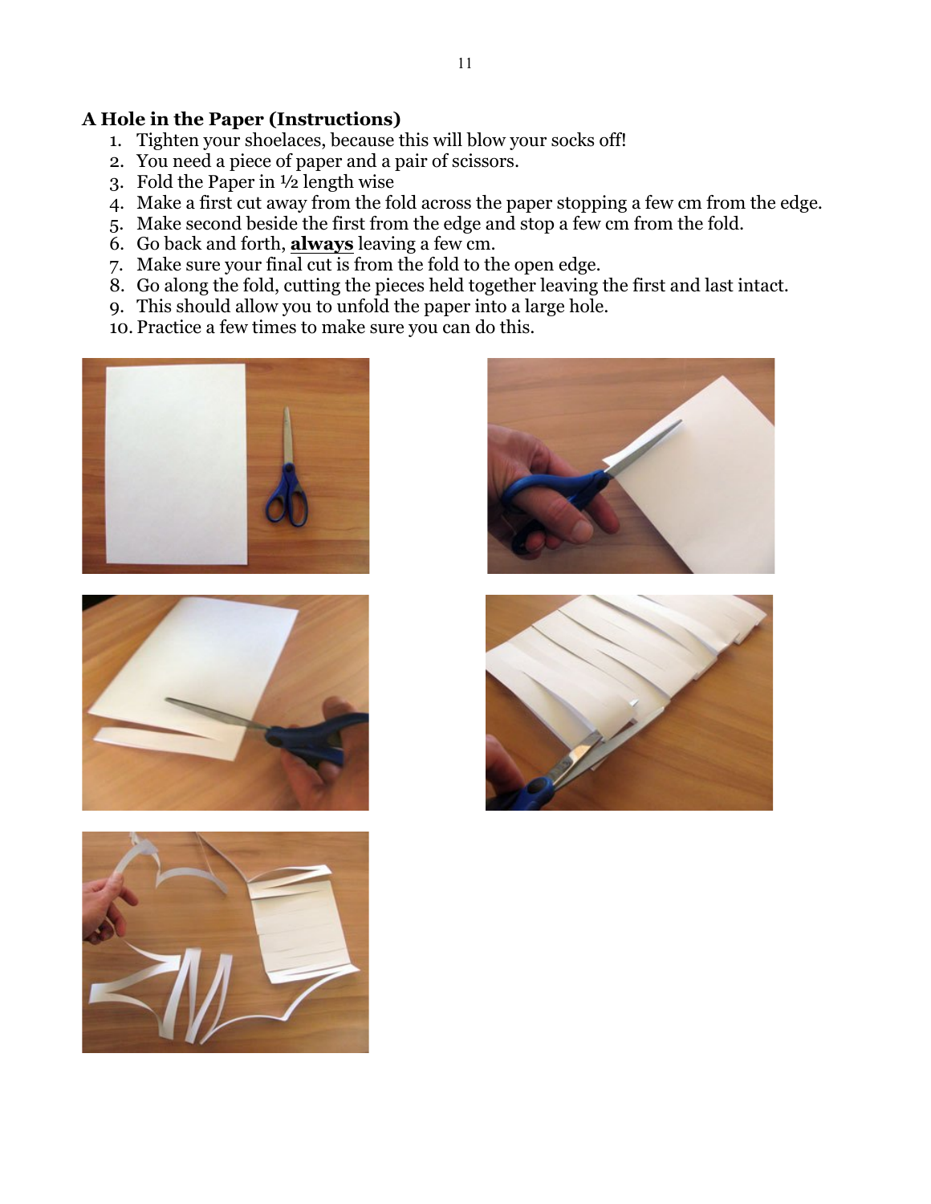### A Hole in the Paper (Instructions)

1. Tighten your shoelaces, because this will blow your socks off!
2. You need a piece of paper and a pair of scissors.
3. Fold the Paper in ½ length wise
4. Make a first cut away from the fold across the paper stopping a few cm from the edge.
5. Make second beside the first from the edge and stop a few cm from the fold.
6. Go back and forth, **always** leaving a few cm.
7. Make sure your final cut is from the fold to the open edge.
8. Go along the fold, cutting the pieces held together leaving the first and last intact.
9. This should allow you to unfold the paper into a large hole.
10. Practice a few times to make sure you can do this.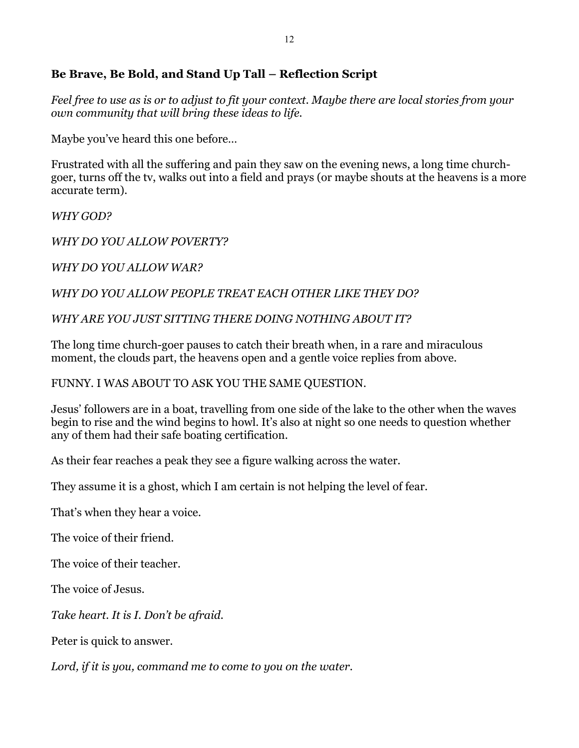**Be Brave, Be Bold, and Stand Up Tall – Reflection Script**

*Feel free to use as is or to adjust to fit your context. Maybe there are local stories from your own community that will bring these ideas to life.*

Maybe you've heard this one before…

Frustrated with all the suffering and pain they saw on the evening news, a long time church-goer, turns off the tv, walks out into a field and prays (or maybe shouts at the heavens is a more accurate term).

*WHY GOD?*

*WHY DO YOU ALLOW POVERTY?*

*WHY DO YOU ALLOW WAR?*

*WHY DO YOU ALLOW PEOPLE TREAT EACH OTHER LIKE THEY DO?*

*WHY ARE YOU JUST SITTING THERE DOING NOTHING ABOUT IT?*

The long time church-goer pauses to catch their breath when, in a rare and miraculous moment, the clouds part, the heavens open and a gentle voice replies from above.

FUNNY. I WAS ABOUT TO ASK YOU THE SAME QUESTION.

Jesus' followers are in a boat, travelling from one side of the lake to the other when the waves begin to rise and the wind begins to howl. It's also at night so one needs to question whether any of them had their safe boating certification.

As their fear reaches a peak they see a figure walking across the water.

They assume it is a ghost, which I am certain is not helping the level of fear.

That's when they hear a voice.

The voice of their friend.

The voice of their teacher.

The voice of Jesus.

*Take heart. It is I. Don't be afraid.*

Peter is quick to answer.

*Lord, if it is you, command me to come to you on the water.*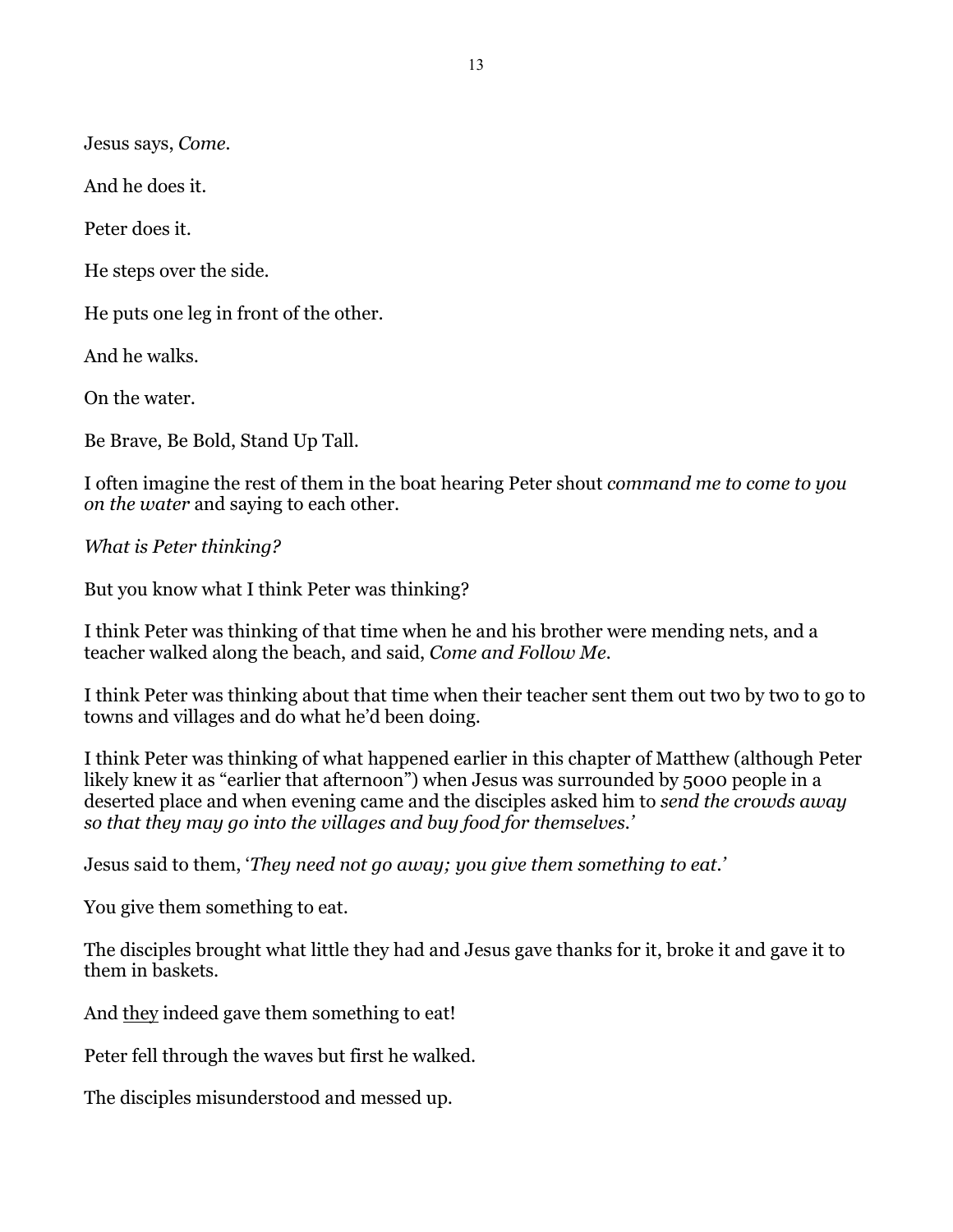Jesus says, *Come*.

And he does it.

Peter does it.

He steps over the side.

He puts one leg in front of the other.

And he walks.

On the water.

Be Brave, Be Bold, Stand Up Tall.

I often imagine the rest of them in the boat hearing Peter shout *command me to come to you on the water* and saying to each other.

*What is Peter thinking?*

But you know what I think Peter was thinking?

I think Peter was thinking of that time when he and his brother were mending nets, and a teacher walked along the beach, and said, *Come and Follow Me*.

I think Peter was thinking about that time when their teacher sent them out two by two to go to towns and villages and do what he'd been doing.

I think Peter was thinking of what happened earlier in this chapter of Matthew (although Peter likely knew it as "earlier that afternoon") when Jesus was surrounded by 5000 people in a deserted place and when evening came and the disciples asked him to *send the crowds away so that they may go into the villages and buy food for themselves.'*

Jesus said to them, '*They need not go away; you give them something to eat.*'

You give them something to eat.

The disciples brought what little they had and Jesus gave thanks for it, broke it and gave it to them in baskets.

And <u>they</u> indeed gave them something to eat!

Peter fell through the waves but first he walked.

The disciples misunderstood and messed up.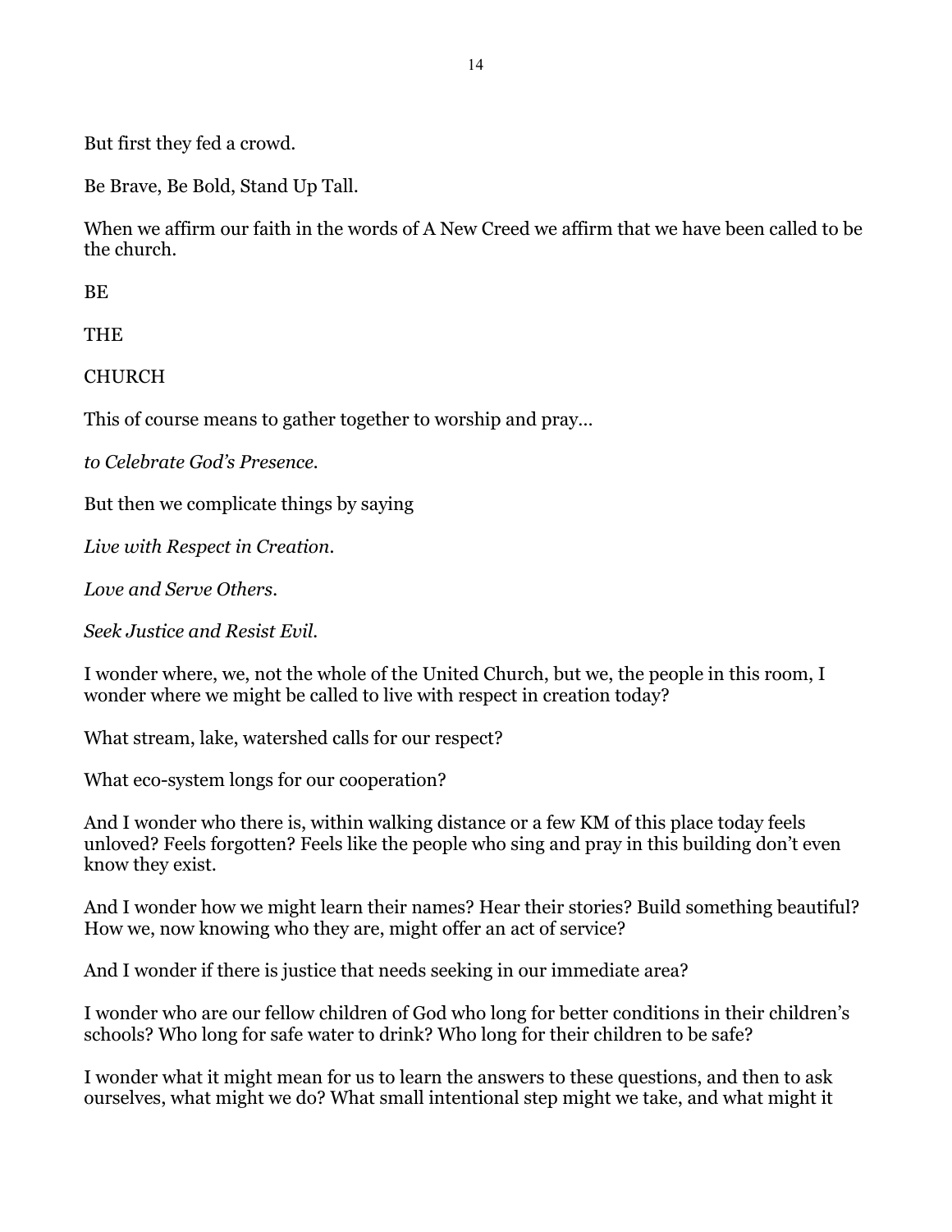But first they fed a crowd.

Be Brave, Be Bold, Stand Up Tall.

When we affirm our faith in the words of A New Creed we affirm that we have been called to be the church.

BE

THE

CHURCH

This of course means to gather together to worship and pray…

*to Celebrate God's Presence.*

But then we complicate things by saying

*Live with Respect in Creation.*

*Love and Serve Others.*

*Seek Justice and Resist Evil.*

I wonder where, we, not the whole of the United Church, but we, the people in this room, I wonder where we might be called to live with respect in creation today?

What stream, lake, watershed calls for our respect?

What eco-system longs for our cooperation?

And I wonder who there is, within walking distance or a few KM of this place today feels unloved? Feels forgotten? Feels like the people who sing and pray in this building don't even know they exist.

And I wonder how we might learn their names? Hear their stories? Build something beautiful? How we, now knowing who they are, might offer an act of service?

And I wonder if there is justice that needs seeking in our immediate area?

I wonder who are our fellow children of God who long for better conditions in their children's schools? Who long for safe water to drink? Who long for their children to be safe?

I wonder what it might mean for us to learn the answers to these questions, and then to ask ourselves, what might we do? What small intentional step might we take, and what might it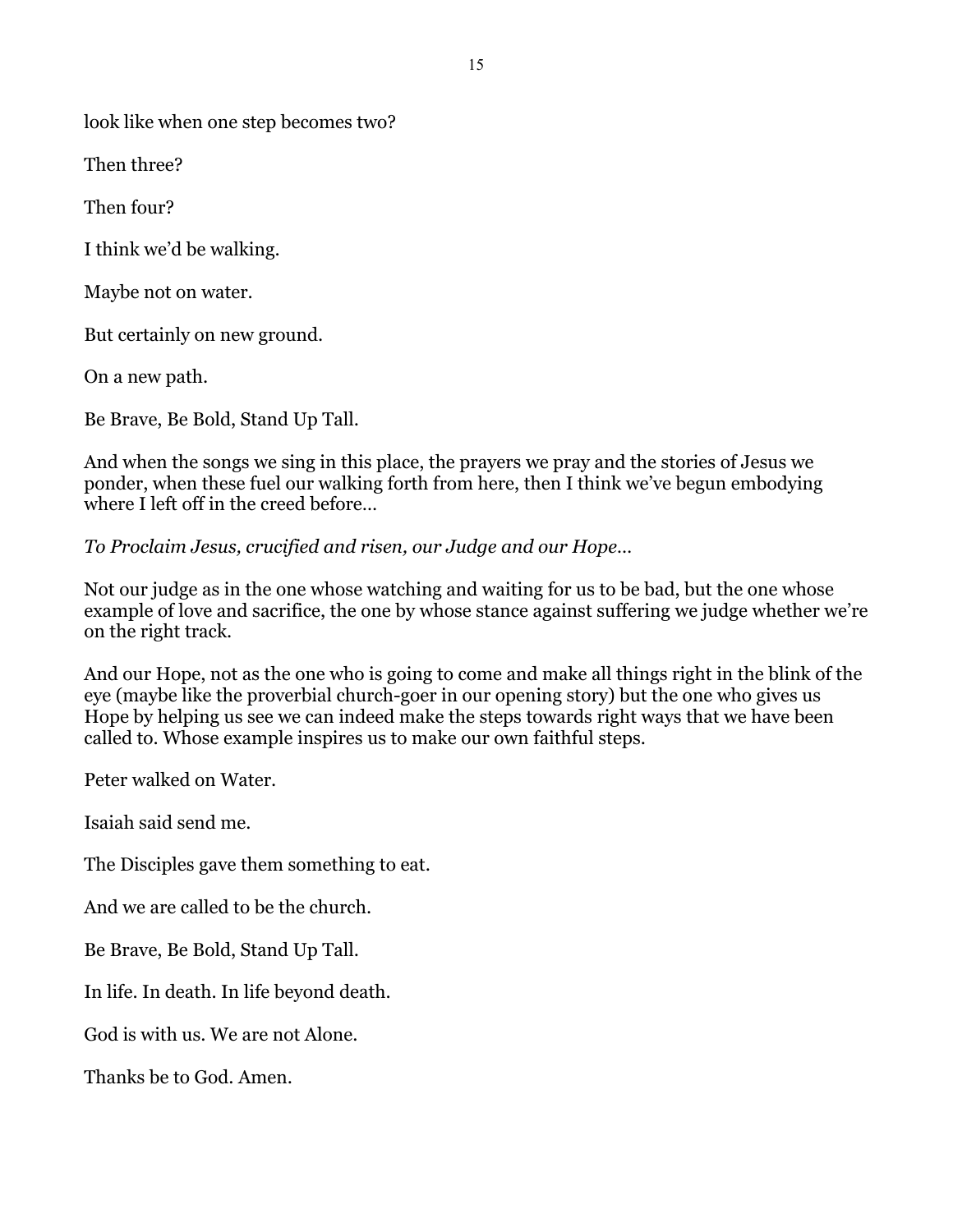look like when one step becomes two?

Then three?

Then four?

I think we'd be walking.

Maybe not on water.

But certainly on new ground.

On a new path.

Be Brave, Be Bold, Stand Up Tall.

And when the songs we sing in this place, the prayers we pray and the stories of Jesus we ponder, when these fuel our walking forth from here, then I think we've begun embodying where I left off in the creed before…

*To Proclaim Jesus, crucified and risen, our Judge and our Hope…*

Not our judge as in the one whose watching and waiting for us to be bad, but the one whose example of love and sacrifice, the one by whose stance against suffering we judge whether we're on the right track.

And our Hope, not as the one who is going to come and make all things right in the blink of the eye (maybe like the proverbial church-goer in our opening story) but the one who gives us Hope by helping us see we can indeed make the steps towards right ways that we have been called to. Whose example inspires us to make our own faithful steps.

Peter walked on Water.

Isaiah said send me.

The Disciples gave them something to eat.

And we are called to be the church.

Be Brave, Be Bold, Stand Up Tall.

In life. In death. In life beyond death.

God is with us. We are not Alone.

Thanks be to God. Amen.